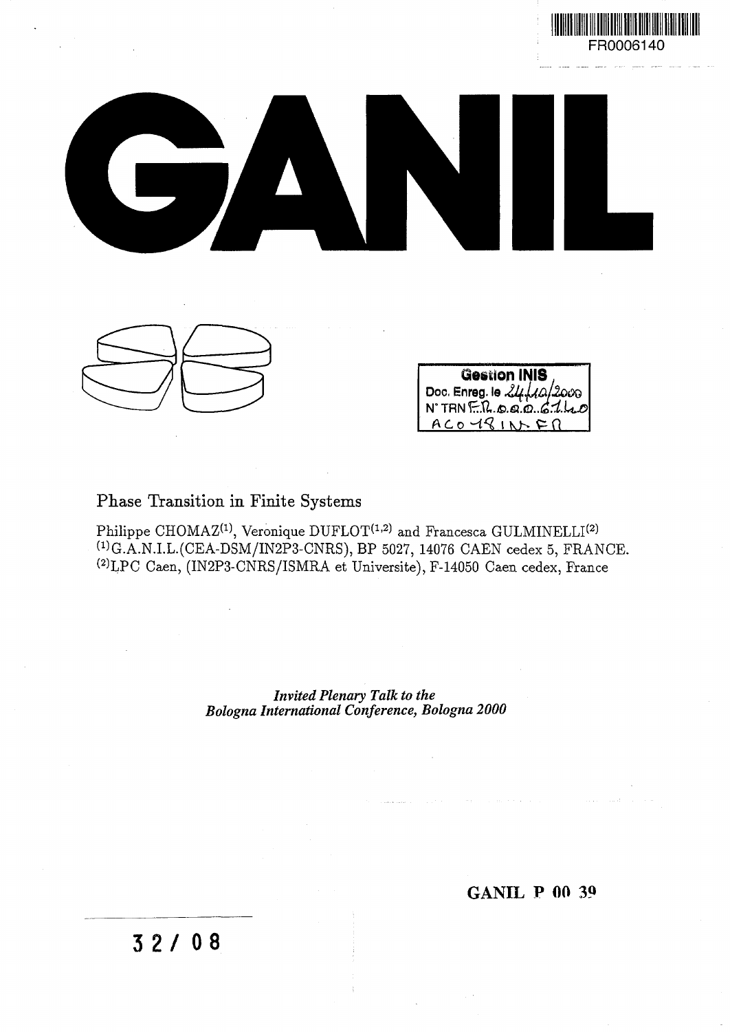FR0006140

# GANIL

Gestion INIS
Doc. Enreg. le 24/10/2000
N° TRN FR0006140
AC0181N-FR

Phase Transition in Finite Systems

Philippe CHOMAZ[1], Veronique DUFLOT[1,2] and Francesca GULMINELLI[2]
[1]G.A.N.I.L.(CEA-DSM/IN2P3-CNRS), BP 5027, 14076 CAEN cedex 5, FRANCE.
[2]LPC Caen, (IN2P3-CNRS/ISMRA et Universite), F-14050 Caen cedex, France

*Invited Plenary Talk to the*
*Bologna International Conference, Bologna 2000*

**GANIL P 00 39**

32/08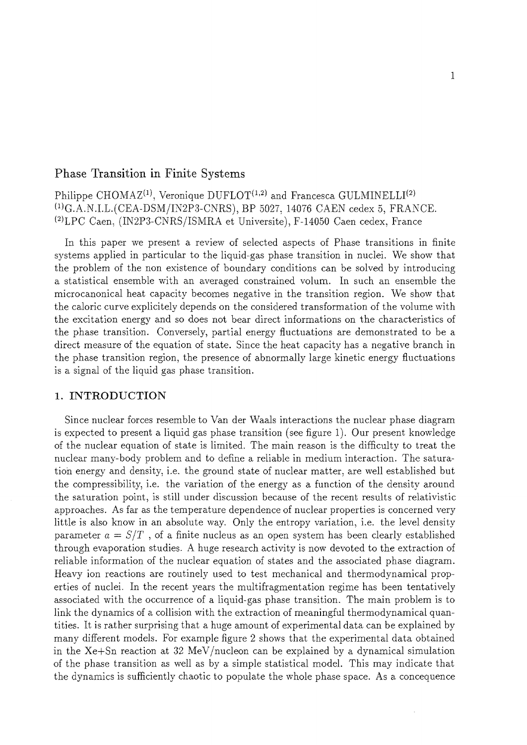## Phase Transition in Finite Systems

Philippe CHOMAZ[(1)], Veronique DUFLOT[(1,2)] and Francesca GULMINELLI[(2)]
[(1)]G.A.N.I.L.(CEA-DSM/IN2P3-CNRS), BP 5027, 14076 CAEN cedex 5, FRANCE.
[(2)]LPC Caen, (IN2P3-CNRS/ISMRA et Universite), F-14050 Caen cedex, France

In this paper we present a review of selected aspects of Phase transitions in finite systems applied in particular to the liquid-gas phase transition in nuclei. We show that the problem of the non existence of boundary conditions can be solved by introducing a statistical ensemble with an averaged constrained volum. In such an ensemble the microcanonical heat capacity becomes negative in the transition region. We show that the caloric curve explicitely depends on the considered transformation of the volume with the excitation energy and so does not bear direct informations on the characteristics of the phase transition. Conversely, partial energy fluctuations are demonstrated to be a direct measure of the equation of state. Since the heat capacity has a negative branch in the phase transition region, the presence of abnormally large kinetic energy fluctuations is a signal of the liquid gas phase transition.

### 1. INTRODUCTION

Since nuclear forces resemble to Van der Waals interactions the nuclear phase diagram is expected to present a liquid gas phase transition (see figure 1). Our present knowledge of the nuclear equation of state is limited. The main reason is the difficulty to treat the nuclear many-body problem and to define a reliable in medium interaction. The saturation energy and density, i.e. the ground state of nuclear matter, are well established but the compressibility, i.e. the variation of the energy as a function of the density around the saturation point, is still under discussion because of the recent results of relativistic approaches. As far as the temperature dependence of nuclear properties is concerned very little is also know in an absolute way. Only the entropy variation, i.e. the level density parameter $a = S/T$ , of a finite nucleus as an open system has been clearly established through evaporation studies. A huge research activity is now devoted to the extraction of reliable information of the nuclear equation of states and the associated phase diagram. Heavy ion reactions are routinely used to test mechanical and thermodynamical properties of nuclei. In the recent years the multifragmentation regime has been tentatively associated with the occurrence of a liquid-gas phase transition. The main problem is to link the dynamics of a collision with the extraction of meaningful thermodynamical quantities. It is rather surprising that a huge amount of experimental data can be explained by many different models. For example figure 2 shows that the experimental data obtained in the Xe+Sn reaction at 32 MeV/nucleon can be explained by a dynamical simulation of the phase transition as well as by a simple statistical model. This may indicate that the dynamics is sufficiently chaotic to populate the whole phase space. As a concequence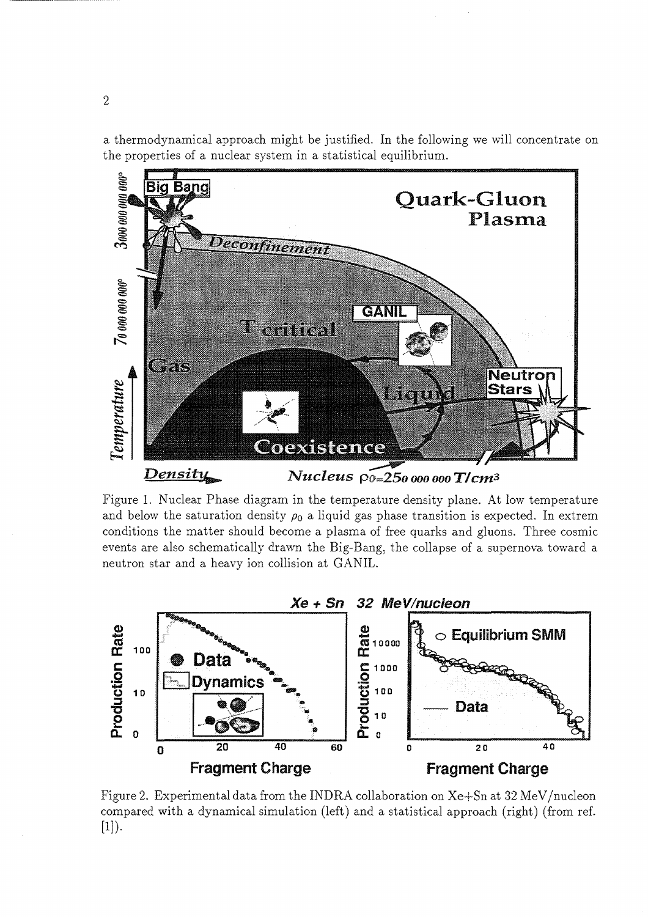a thermodynamical approach might be justified. In the following we will concentrate on the properties of a nuclear system in a statistical equilibrium.

Big Bang

Quark-Gluon Plasma

3000 000 000 000°

Deconfinement

70 000 000 000°

GANIL

T critical

Gas

Liquid

Neutron Stars

Temperature

Coexistence

Density

Nucleus $\rho_0$=250 000 000 T/cm3

Figure 1. Nuclear Phase diagram in the temperature density plane. At low temperature and below the saturation density $\rho_0$ a liquid gas phase transition is expected. In extrem conditions the matter should become a plasma of free quarks and gluons. Three cosmic events are also schematically drawn the Big-Bang, the collapse of a supernova toward a neutron star and a heavy ion collision at GANIL.

Xe + Sn 32 MeV/nucleon

Production Rate

100

10

0

Data

Dynamics

0

20

40

60

Fragment Charge

Production Rate

10000

1000

100

10

0

Equilibrium SMM

Data

0

20

40

Fragment Charge

Figure 2. Experimental data from the INDRA collaboration on Xe+Sn at 32 MeV/nucleon compared with a dynamical simulation (left) and a statistical approach (right) (from ref. [1]).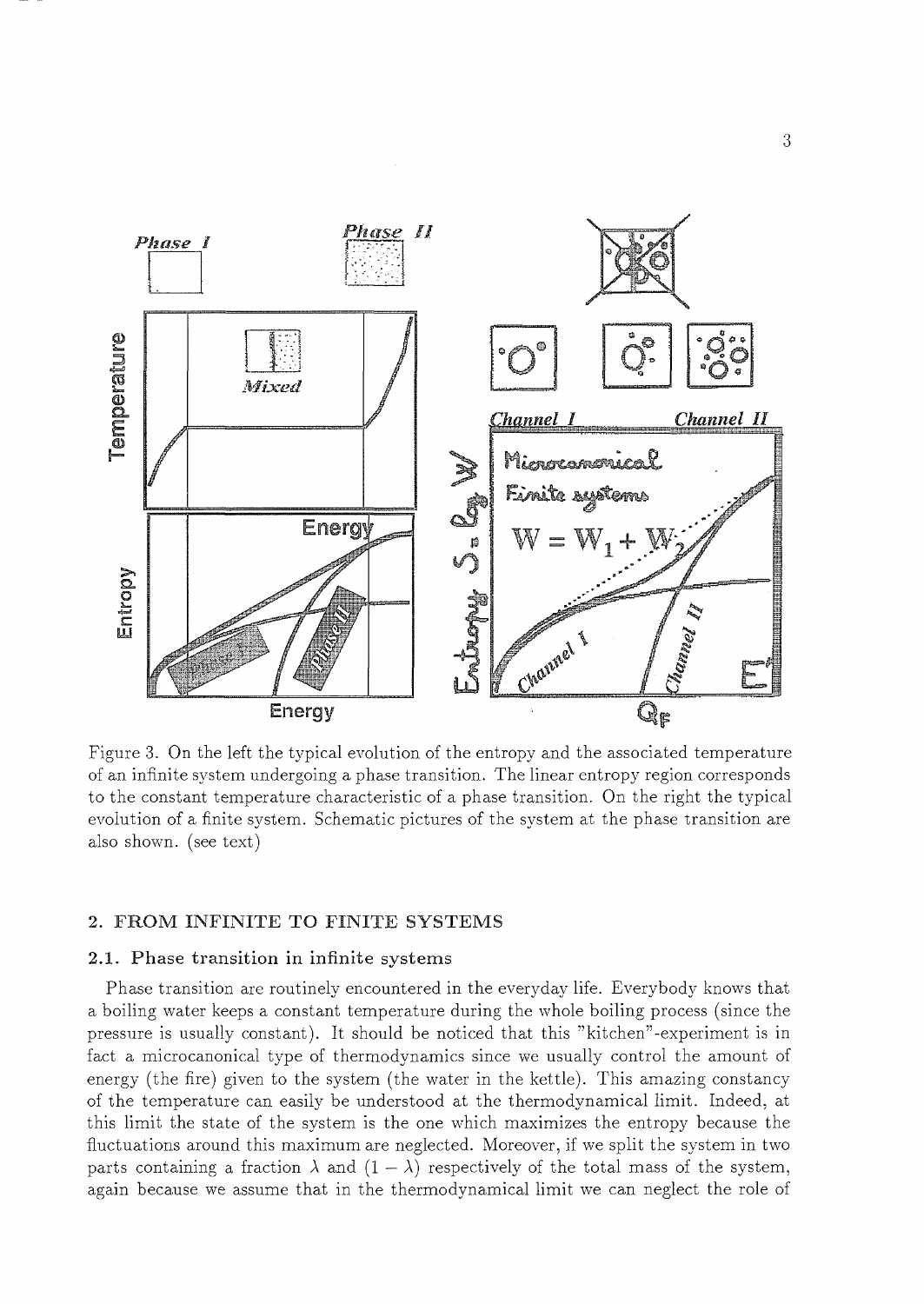Phase I

Phase II

Mixed

Temperature

Entropy

Energy

Energy

Channel I

Channel II

Microcanonical

Finite systems

$W = W_1 + W_2$

Entropy $S = \log W$

Channel I

Channel II

E

$Q_F$

Figure 3. On the left the typical evolution of the entropy and the associated temperature of an infinite system undergoing a phase transition. The linear entropy region corresponds to the constant temperature characteristic of a phase transition. On the right the typical evolution of a finite system. Schematic pictures of the system at the phase transition are also shown. (see text)

## 2. FROM INFINITE TO FINITE SYSTEMS

### 2.1. Phase transition in infinite systems

Phase transition are routinely encountered in the everyday life. Everybody knows that a boiling water keeps a constant temperature during the whole boiling process (since the pressure is usually constant). It should be noticed that this "kitchen"-experiment is in fact a microcanonical type of thermodynamics since we usually control the amount of energy (the fire) given to the system (the water in the kettle). This amazing constancy of the temperature can easily be understood at the thermodynamical limit. Indeed, at this limit the state of the system is the one which maximizes the entropy because the fluctuations around this maximum are neglected. Moreover, if we split the system in two parts containing a fraction $\lambda$ and $(1 - \lambda)$ respectively of the total mass of the system, again because we assume that in the thermodynamical limit we can neglect the role of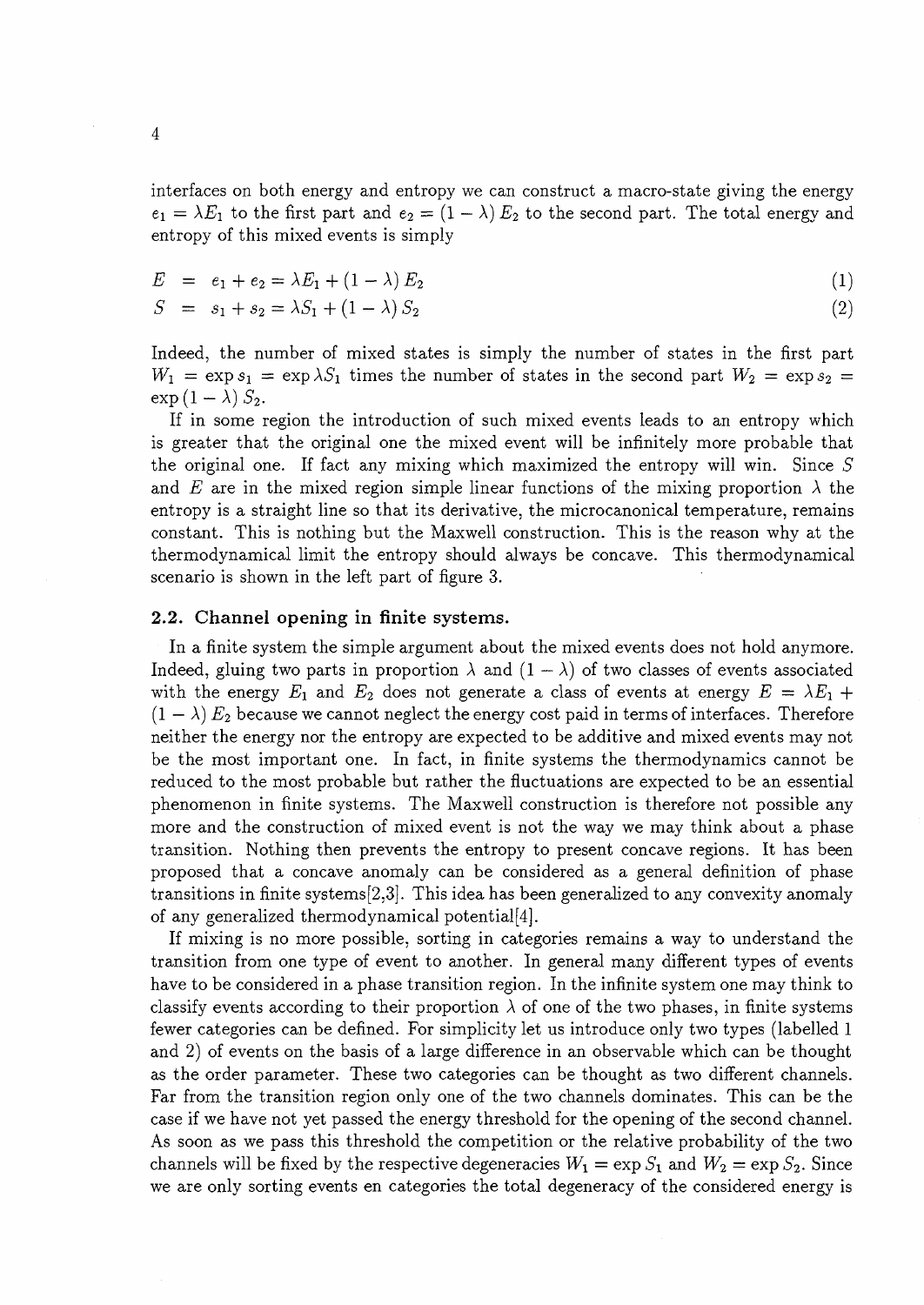interfaces on both energy and entropy we can construct a macro-state giving the energy $e_1 = \lambda E_1$ to the first part and $e_2 = (1-\lambda) E_2$ to the second part. The total energy and entropy of this mixed events is simply

$$E = e_1 + e_2 = \lambda E_1 + (1-\lambda) E_2 \tag{1}$$

$$S = s_1 + s_2 = \lambda S_1 + (1-\lambda) S_2 \tag{2}$$

Indeed, the number of mixed states is simply the number of states in the first part $W_1 = \exp s_1 = \exp \lambda S_1$ times the number of states in the second part $W_2 = \exp s_2 = \exp (1-\lambda) S_2$.

If in some region the introduction of such mixed events leads to an entropy which is greater that the original one the mixed event will be infinitely more probable that the original one. If fact any mixing which maximized the entropy will win. Since $S$ and $E$ are in the mixed region simple linear functions of the mixing proportion $\lambda$ the entropy is a straight line so that its derivative, the microcanonical temperature, remains constant. This is nothing but the Maxwell construction. This is the reason why at the thermodynamical limit the entropy should always be concave. This thermodynamical scenario is shown in the left part of figure 3.

### 2.2. Channel opening in finite systems.

In a finite system the simple argument about the mixed events does not hold anymore. Indeed, gluing two parts in proportion $\lambda$ and $(1-\lambda)$ of two classes of events associated with the energy $E_1$ and $E_2$ does not generate a class of events at energy $E = \lambda E_1 + (1-\lambda) E_2$ because we cannot neglect the energy cost paid in terms of interfaces. Therefore neither the energy nor the entropy are expected to be additive and mixed events may not be the most important one. In fact, in finite systems the thermodynamics cannot be reduced to the most probable but rather the fluctuations are expected to be an essential phenomenon in finite systems. The Maxwell construction is therefore not possible any more and the construction of mixed event is not the way we may think about a phase transition. Nothing then prevents the entropy to present concave regions. It has been proposed that a concave anomaly can be considered as a general definition of phase transitions in finite systems[2,3]. This idea has been generalized to any convexity anomaly of any generalized thermodynamical potential[4].

If mixing is no more possible, sorting in categories remains a way to understand the transition from one type of event to another. In general many different types of events have to be considered in a phase transition region. In the infinite system one may think to classify events according to their proportion $\lambda$ of one of the two phases, in finite systems fewer categories can be defined. For simplicity let us introduce only two types (labelled 1 and 2) of events on the basis of a large difference in an observable which can be thought as the order parameter. These two categories can be thought as two different channels. Far from the transition region only one of the two channels dominates. This can be the case if we have not yet passed the energy threshold for the opening of the second channel. As soon as we pass this threshold the competition or the relative probability of the two channels will be fixed by the respective degeneracies $W_1 = \exp S_1$ and $W_2 = \exp S_2$. Since we are only sorting events en categories the total degeneracy of the considered energy is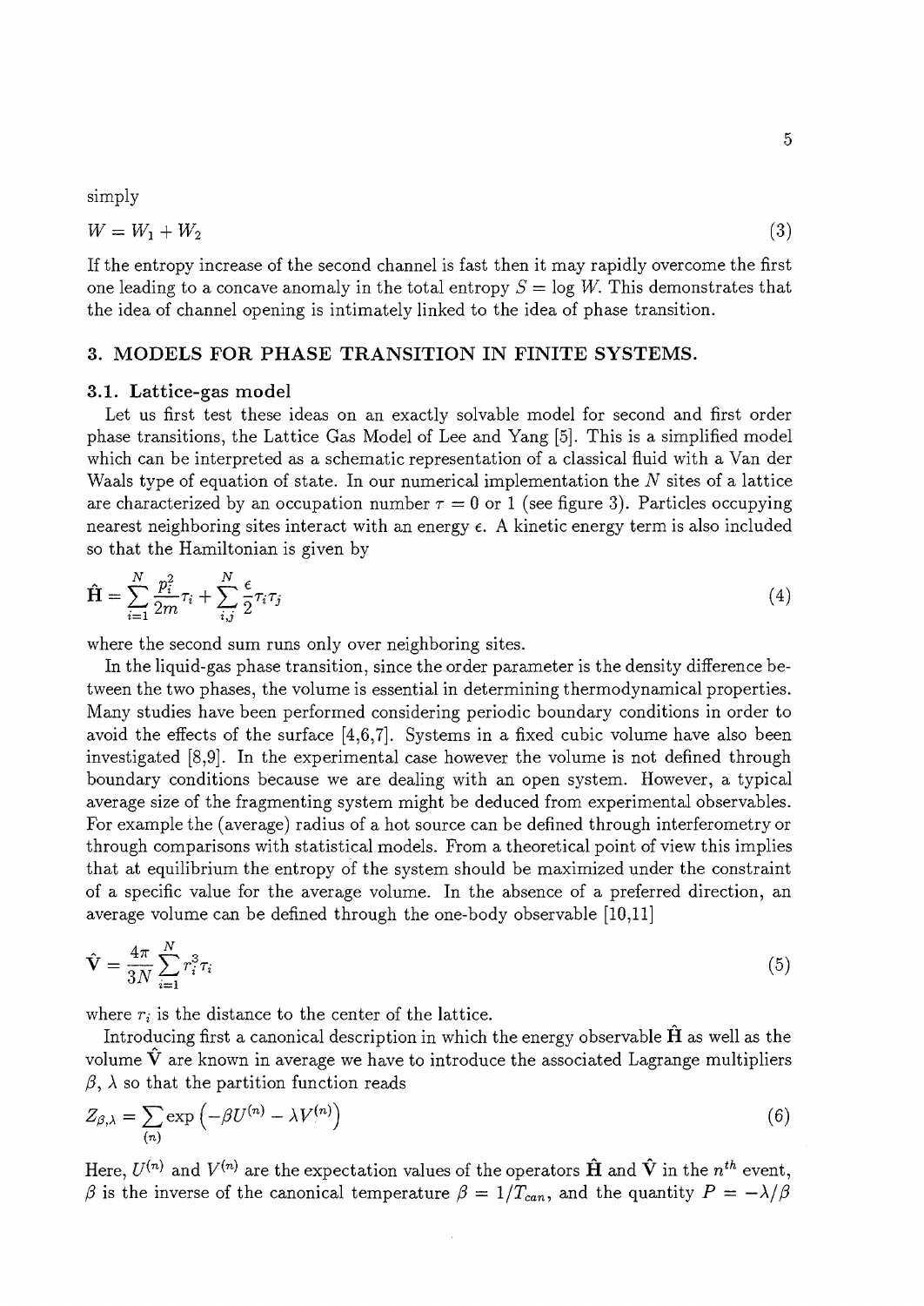simply

$$W = W_1 + W_2 \tag{3}$$

If the entropy increase of the second channel is fast then it may rapidly overcome the first one leading to a concave anomaly in the total entropy $S = \log W$. This demonstrates that the idea of channel opening is intimately linked to the idea of phase transition.

## 3. MODELS FOR PHASE TRANSITION IN FINITE SYSTEMS.

### 3.1. Lattice-gas model

Let us first test these ideas on an exactly solvable model for second and first order phase transitions, the Lattice Gas Model of Lee and Yang [5]. This is a simplified model which can be interpreted as a schematic representation of a classical fluid with a Van der Waals type of equation of state. In our numerical implementation the $N$ sites of a lattice are characterized by an occupation number $\tau = 0$ or 1 (see figure 3). Particles occupying nearest neighboring sites interact with an energy $\epsilon$. A kinetic energy term is also included so that the Hamiltonian is given by

$$\hat{\mathbf{H}} = \sum_{i=1}^{N} \frac{p_i^2}{2m} \tau_i + \sum_{i,j}^{N} \frac{\epsilon}{2} \tau_i \tau_j \tag{4}$$

where the second sum runs only over neighboring sites.

In the liquid-gas phase transition, since the order parameter is the density difference between the two phases, the volume is essential in determining thermodynamical properties. Many studies have been performed considering periodic boundary conditions in order to avoid the effects of the surface [4,6,7]. Systems in a fixed cubic volume have also been investigated [8,9]. In the experimental case however the volume is not defined through boundary conditions because we are dealing with an open system. However, a typical average size of the fragmenting system might be deduced from experimental observables. For example the (average) radius of a hot source can be defined through interferometry or through comparisons with statistical models. From a theoretical point of view this implies that at equilibrium the entropy of the system should be maximized under the constraint of a specific value for the average volume. In the absence of a preferred direction, an average volume can be defined through the one-body observable [10,11]

$$\hat{\mathbf{V}} = \frac{4\pi}{3N} \sum_{i=1}^{N} r_i^3 \tau_i \tag{5}$$

where $r_i$ is the distance to the center of the lattice.

Introducing first a canonical description in which the energy observable $\hat{\mathbf{H}}$ as well as the volume $\hat{\mathbf{V}}$ are known in average we have to introduce the associated Lagrange multipliers $\beta$, $\lambda$ so that the partition function reads

$$Z_{\beta,\lambda} = \sum_{(n)} \exp\left(-\beta U^{(n)} - \lambda V^{(n)}\right) \tag{6}$$

Here, $U^{(n)}$ and $V^{(n)}$ are the expectation values of the operators $\hat{\mathbf{H}}$ and $\hat{\mathbf{V}}$ in the $n^{th}$ event, $\beta$ is the inverse of the canonical temperature $\beta = 1/T_{can}$, and the quantity $P = -\lambda/\beta$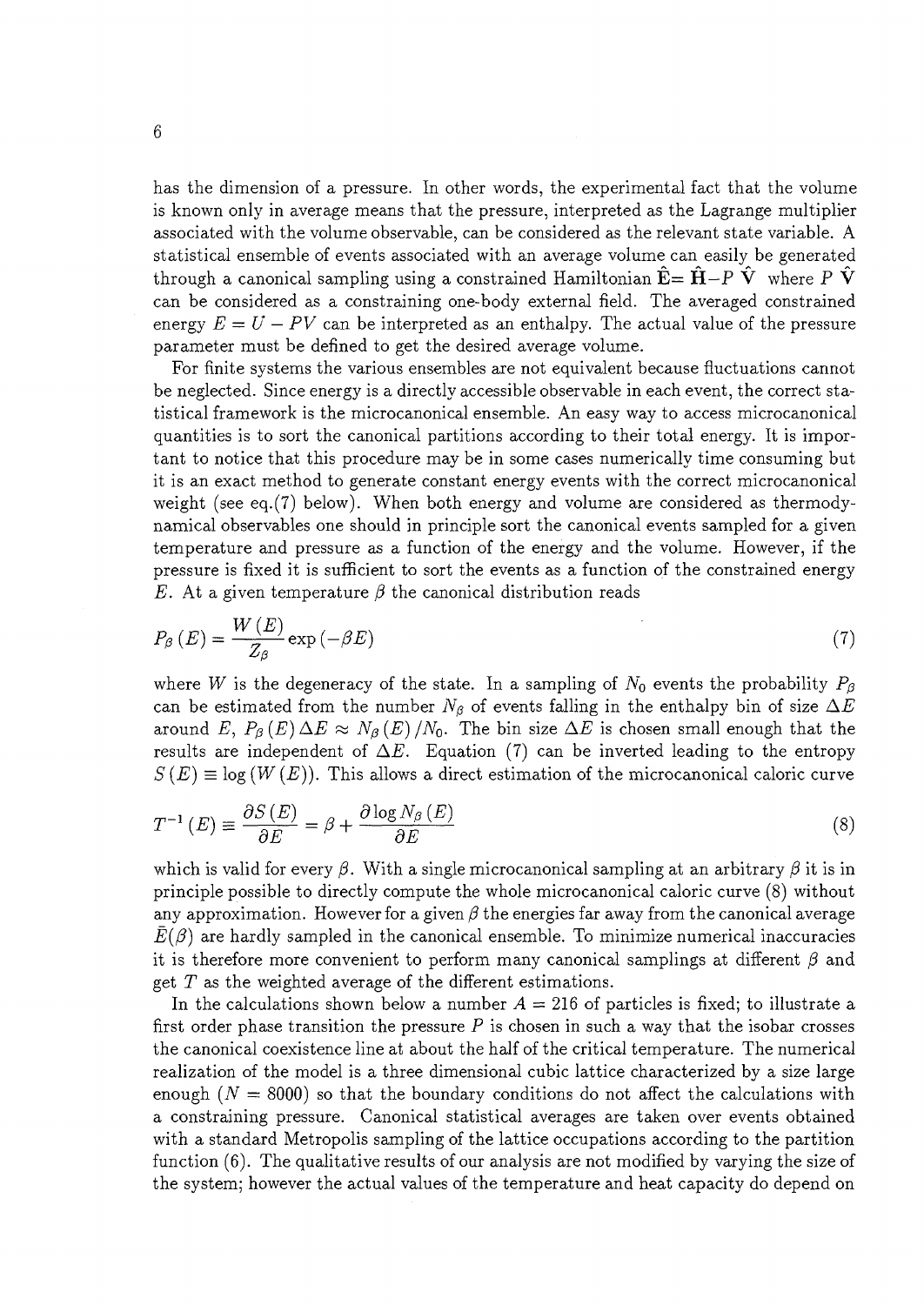has the dimension of a pressure. In other words, the experimental fact that the volume is known only in average means that the pressure, interpreted as the Lagrange multiplier associated with the volume observable, can be considered as the relevant state variable. A statistical ensemble of events associated with an average volume can easily be generated through a canonical sampling using a constrained Hamiltonian $\hat{\mathbf{E}} = \hat{\mathbf{H}} - P\ \hat{\mathbf{V}}$ where $P\ \hat{\mathbf{V}}$ can be considered as a constraining one-body external field. The averaged constrained energy $E = U - PV$ can be interpreted as an enthalpy. The actual value of the pressure parameter must be defined to get the desired average volume.

For finite systems the various ensembles are not equivalent because fluctuations cannot be neglected. Since energy is a directly accessible observable in each event, the correct statistical framework is the microcanonical ensemble. An easy way to access microcanonical quantities is to sort the canonical partitions according to their total energy. It is important to notice that this procedure may be in some cases numerically time consuming but it is an exact method to generate constant energy events with the correct microcanonical weight (see eq.(7) below). When both energy and volume are considered as thermodynamical observables one should in principle sort the canonical events sampled for a given temperature and pressure as a function of the energy and the volume. However, if the pressure is fixed it is sufficient to sort the events as a function of the constrained energy $E$. At a given temperature $\beta$ the canonical distribution reads

$$P_{\beta}(E) = \frac{W(E)}{Z_{\beta}} \exp(-\beta E) \tag{7}$$

where $W$ is the degeneracy of the state. In a sampling of $N_0$ events the probability $P_{\beta}$ can be estimated from the number $N_{\beta}$ of events falling in the enthalpy bin of size $\Delta E$ around $E$, $P_{\beta}(E)\Delta E \approx N_{\beta}(E)/N_0$. The bin size $\Delta E$ is chosen small enough that the results are independent of $\Delta E$. Equation (7) can be inverted leading to the entropy $S(E) \equiv \log(W(E))$. This allows a direct estimation of the microcanonical caloric curve

$$T^{-1}(E) \equiv \frac{\partial S(E)}{\partial E} = \beta + \frac{\partial \log N_{\beta}(E)}{\partial E} \tag{8}$$

which is valid for every $\beta$. With a single microcanonical sampling at an arbitrary $\beta$ it is in principle possible to directly compute the whole microcanonical caloric curve (8) without any approximation. However for a given $\beta$ the energies far away from the canonical average $\bar{E}(\beta)$ are hardly sampled in the canonical ensemble. To minimize numerical inaccuracies it is therefore more convenient to perform many canonical samplings at different $\beta$ and get $T$ as the weighted average of the different estimations.

In the calculations shown below a number $A = 216$ of particles is fixed; to illustrate a first order phase transition the pressure $P$ is chosen in such a way that the isobar crosses the canonical coexistence line at about the half of the critical temperature. The numerical realization of the model is a three dimensional cubic lattice characterized by a size large enough ($N = 8000$) so that the boundary conditions do not affect the calculations with a constraining pressure. Canonical statistical averages are taken over events obtained with a standard Metropolis sampling of the lattice occupations according to the partition function (6). The qualitative results of our analysis are not modified by varying the size of the system; however the actual values of the temperature and heat capacity do depend on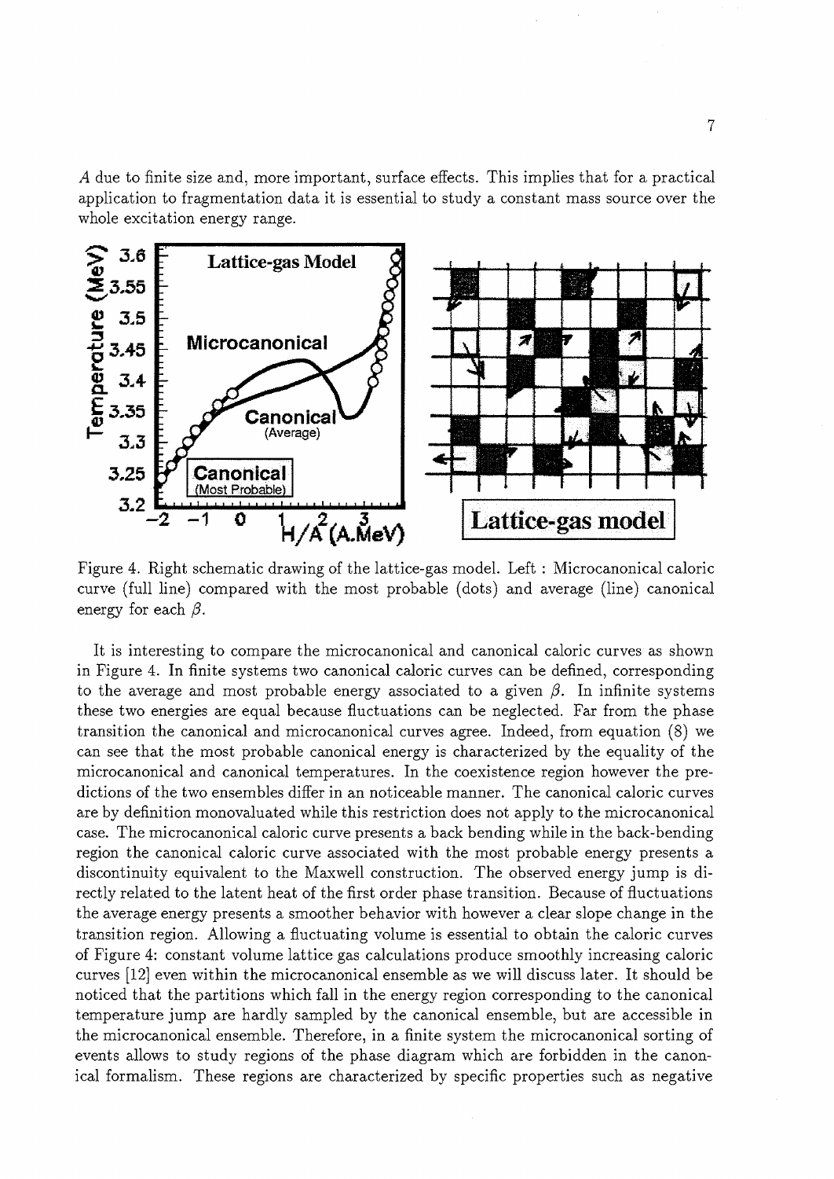$A$ due to finite size and, more important, surface effects. This implies that for a practical application to fragmentation data it is essential to study a constant mass source over the whole excitation energy range.

Lattice-gas Model

Temperature (MeV)

3.6
3.55
3.5
3.45
3.4
3.35
3.3
3.25
3.2

Microcanonical

Canonical
(Average)

Canonical
(Most Probable)

−2 −1 0 1 2 3

H/A (A.MeV)

Lattice-gas model

Figure 4. Right schematic drawing of the lattice-gas model. Left : Microcanonical caloric curve (full line) compared with the most probable (dots) and average (line) canonical energy for each $\beta$.

It is interesting to compare the microcanonical and canonical caloric curves as shown in Figure 4. In finite systems two canonical caloric curves can be defined, corresponding to the average and most probable energy associated to a given $\beta$. In infinite systems these two energies are equal because fluctuations can be neglected. Far from the phase transition the canonical and microcanonical curves agree. Indeed, from equation (8) we can see that the most probable canonical energy is characterized by the equality of the microcanonical and canonical temperatures. In the coexistence region however the predictions of the two ensembles differ in an noticeable manner. The canonical caloric curves are by definition monovaluated while this restriction does not apply to the microcanonical case. The microcanonical caloric curve presents a back bending while in the back-bending region the canonical caloric curve associated with the most probable energy presents a discontinuity equivalent to the Maxwell construction. The observed energy jump is directly related to the latent heat of the first order phase transition. Because of fluctuations the average energy presents a smoother behavior with however a clear slope change in the transition region. Allowing a fluctuating volume is essential to obtain the caloric curves of Figure 4: constant volume lattice gas calculations produce smoothly increasing caloric curves [12] even within the microcanonical ensemble as we will discuss later. It should be noticed that the partitions which fall in the energy region corresponding to the canonical temperature jump are hardly sampled by the canonical ensemble, but are accessible in the microcanonical ensemble. Therefore, in a finite system the microcanonical sorting of events allows to study regions of the phase diagram which are forbidden in the canonical formalism. These regions are characterized by specific properties such as negative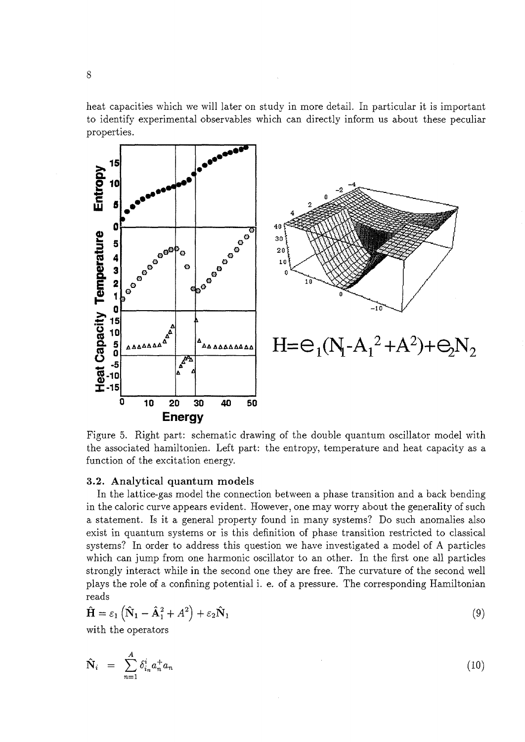heat capacities which we will later on study in more detail. In particular it is important to identify experimental observables which can directly inform us about these peculiar properties.

Entropy

Temperature

Heat Capacity

Energy

0 10 20 30 40 50

$H=e_1(N_1-A_1^2+A^2)+e_2N_2$

Figure 5. Right part: schematic drawing of the double quantum oscillator model with the associated hamiltonien. Left part: the entropy, temperature and heat capacity as a function of the excitation energy.

### 3.2. Analytical quantum models

In the lattice-gas model the connection between a phase transition and a back bending in the caloric curve appears evident. However, one may worry about the generality of such a statement. Is it a general property found in many systems? Do such anomalies also exist in quantum systems or is this definition of phase transition restricted to classical systems? In order to address this question we have investigated a model of A particles which can jump from one harmonic oscillator to an other. In the first one all particles strongly interact while in the second one they are free. The curvature of the second well plays the role of a confining potential i. e. of a pressure. The corresponding Hamiltonian reads

$$\hat{\mathbf{H}} = \varepsilon_1 \left( \hat{\mathbf{N}}_1 - \hat{\mathbf{A}}_1^2 + A^2 \right) + \varepsilon_2 \hat{\mathbf{N}}_1 \tag{9}$$

with the operators

$$\hat{\mathbf{N}}_i = \sum_{n=1}^{A} \delta_{i_n}^i a_n^+ a_n \tag{10}$$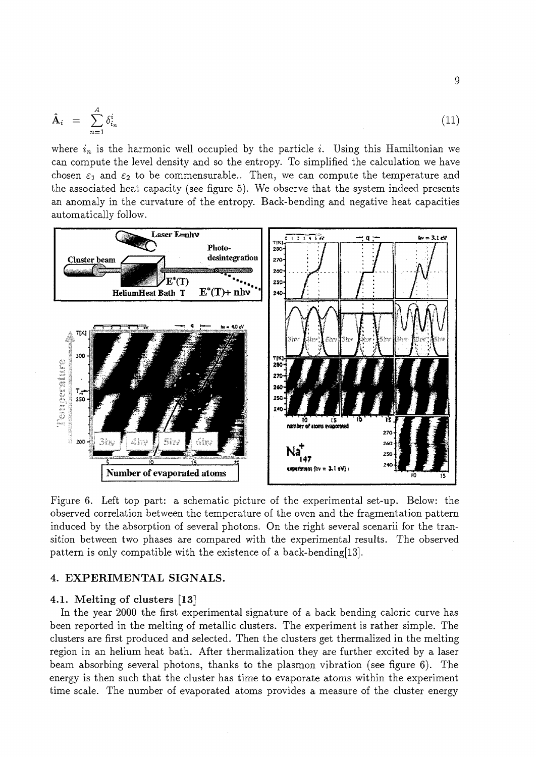$$\hat{\mathbf{A}}_i = \sum_{n=1}^{A} \delta^i_{i_n} \tag{11}$$

where $i_n$ is the harmonic well occupied by the particle $i$. Using this Hamiltonian we can compute the level density and so the entropy. To simplified the calculation we have chosen $\varepsilon_1$ and $\varepsilon_2$ to be commensurable.. Then, we can compute the temperature and the associated heat capacity (see figure 5). We observe that the system indeed presents an anomaly in the curvature of the entropy. Back-bending and negative heat capacities automatically follow.

Laser E=nhν

Cluster beam

Photo-desintegration

E*(T)

HeliumHeat Bath T

E*(T)+ nhν

Number of evaporated atoms

Temperature

$Na^+_{147}$

experiment (hν = 3.1 eV)

number of atoms evaporated

Figure 6. Left top part: a schematic picture of the experimental set-up. Below: the observed correlation between the temperature of the oven and the fragmentation pattern induced by the absorption of several photons. On the right several scenarii for the transition between two phases are compared with the experimental results. The observed pattern is only compatible with the existence of a back-bending[13].

## 4. EXPERIMENTAL SIGNALS.

### 4.1. Melting of clusters [13]

In the year 2000 the first experimental signature of a back bending caloric curve has been reported in the melting of metallic clusters. The experiment is rather simple. The clusters are first produced and selected. Then the clusters get thermalized in the melting region in an helium heat bath. After thermalization they are further excited by a laser beam absorbing several photons, thanks to the plasmon vibration (see figure 6). The energy is then such that the cluster has time to evaporate atoms within the experiment time scale. The number of evaporated atoms provides a measure of the cluster energy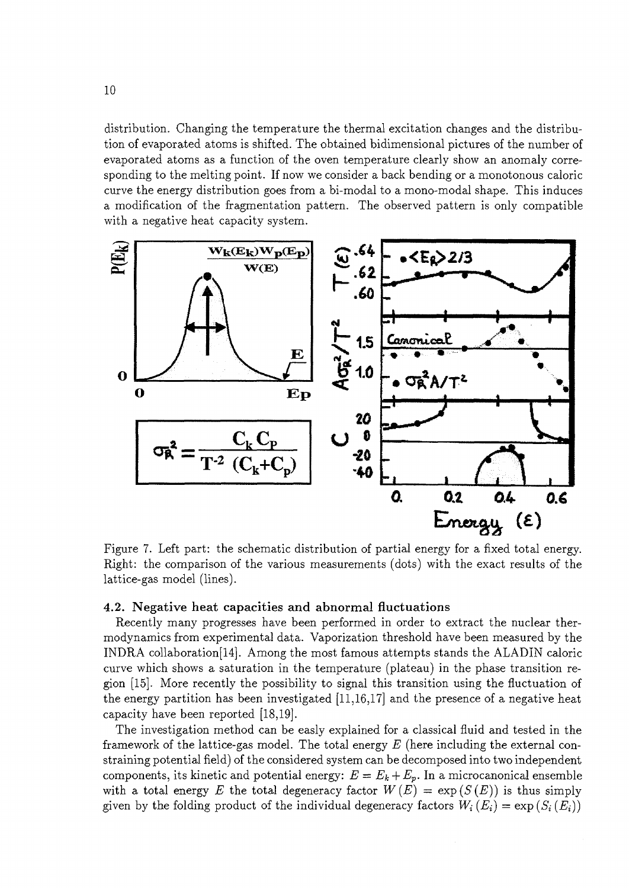distribution. Changing the temperature the thermal excitation changes and the distribution of evaporated atoms is shifted. The obtained bidimensional pictures of the number of evaporated atoms as a function of the oven temperature clearly show an anomaly corresponding to the melting point. If now we consider a back bending or a monotonous caloric curve the energy distribution goes from a bi-modal to a mono-modal shape. This induces a modification of the fragmentation pattern. The observed pattern is only compatible with a negative heat capacity system.

$P(E_k)$

$\frac{W_k(E_k)W_p(E_p)}{W(E)}$

E

0

0

Ep

$$\sigma_k^2 = \frac{C_k C_p}{T^{-2}(C_k + C_p)}$$

$T(\varepsilon)$

.64

.62

.60

$\bullet <E_k> 2/3$

$A\sigma_k^2/T^2$

1.5

1.0

Canonical

$\bullet\ \sigma_k^2 A/T^2$

C

20

0

-20

-40

0.

0.2

0.4

0.6

Energy ($\varepsilon$)

Figure 7. Left part: the schematic distribution of partial energy for a fixed total energy. Right: the comparison of the various measurements (dots) with the exact results of the lattice-gas model (lines).

### 4.2. Negative heat capacities and abnormal fluctuations

Recently many progresses have been performed in order to extract the nuclear thermodynamics from experimental data. Vaporization threshold have been measured by the INDRA collaboration[14]. Among the most famous attempts stands the ALADIN caloric curve which shows a saturation in the temperature (plateau) in the phase transition region [15]. More recently the possibility to signal this transition using the fluctuation of the energy partition has been investigated [11,16,17] and the presence of a negative heat capacity have been reported [18,19].

The investigation method can be easly explained for a classical fluid and tested in the framework of the lattice-gas model. The total energy $E$ (here including the external constraining potential field) of the considered system can be decomposed into two independent components, its kinetic and potential energy: $E = E_k + E_p$. In a microcanonical ensemble with a total energy $E$ the total degeneracy factor $W(E) = \exp(S(E))$ is thus simply given by the folding product of the individual degeneracy factors $W_i(E_i) = \exp(S_i(E_i))$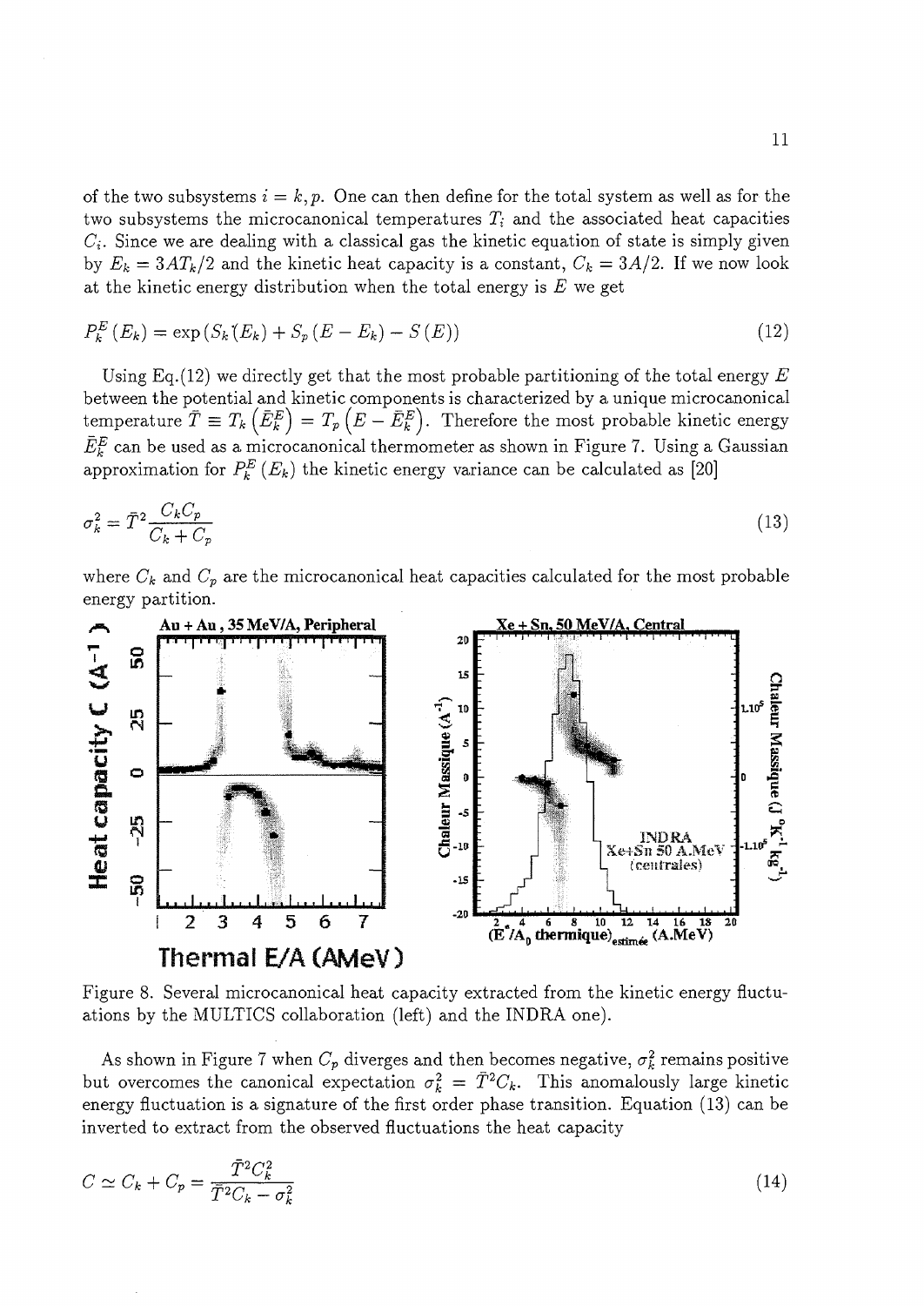of the two subsystems $i = k, p$. One can then define for the total system as well as for the two subsystems the microcanonical temperatures $T_i$ and the associated heat capacities $C_i$. Since we are dealing with a classical gas the kinetic equation of state is simply given by $E_k = 3AT_k/2$ and the kinetic heat capacity is a constant, $C_k = 3A/2$. If we now look at the kinetic energy distribution when the total energy is $E$ we get

$$P_k^E(E_k) = \exp\left(S_k(E_k) + S_p(E - E_k) - S(E)\right) \tag{12}$$

Using Eq.(12) we directly get that the most probable partitioning of the total energy $E$ between the potential and kinetic components is characterized by a unique microcanonical temperature $\bar{T} \equiv T_k\left(\bar{E}_k^E\right) = T_p\left(E - \bar{E}_k^E\right)$. Therefore the most probable kinetic energy $\bar{E}_k^E$ can be used as a microcanonical thermometer as shown in Figure 7. Using a Gaussian approximation for $P_k^E(E_k)$ the kinetic energy variance can be calculated as [20]

$$\sigma_k^2 = \bar{T}^2 \frac{C_k C_p}{C_k + C_p} \tag{13}$$

where $C_k$ and $C_p$ are the microcanonical heat capacities calculated for the most probable energy partition.

Au + Au , 35 MeV/A, Peripheral

Heat capacity C (A$^{-1}$)

50
25
0
-25
-50

2 3 4 5 6 7

Thermal E/A (AMeV)

Xe + Sn, 50 MeV/A, Central

Chaleur Massique (A$^{-1}$)

20
15
10
5
0
-5
-10
-15
-20

INDRA
Xe+Sn 50 A.MeV
(centrales)

Chaleur Massique (J °K$^{-1}$ kg$^{-1}$)

1.10$^5$
0
-1.10$^5$

2 4 6 8 10 12 14 16 18 20

(E$^*$/A$_0$ thermique)$_{estimée}$ (A.MeV)

Figure 8. Several microcanonical heat capacity extracted from the kinetic energy fluctuations by the MULTICS collaboration (left) and the INDRA one).

As shown in Figure 7 when $C_p$ diverges and then becomes negative, $\sigma_k^2$ remains positive but overcomes the canonical expectation $\sigma_k^2 = \bar{T}^2 C_k$. This anomalously large kinetic energy fluctuation is a signature of the first order phase transition. Equation (13) can be inverted to extract from the observed fluctuations the heat capacity

$$C \simeq C_k + C_p = \frac{\bar{T}^2 C_k^2}{\bar{T}^2 C_k - \sigma_k^2} \tag{14}$$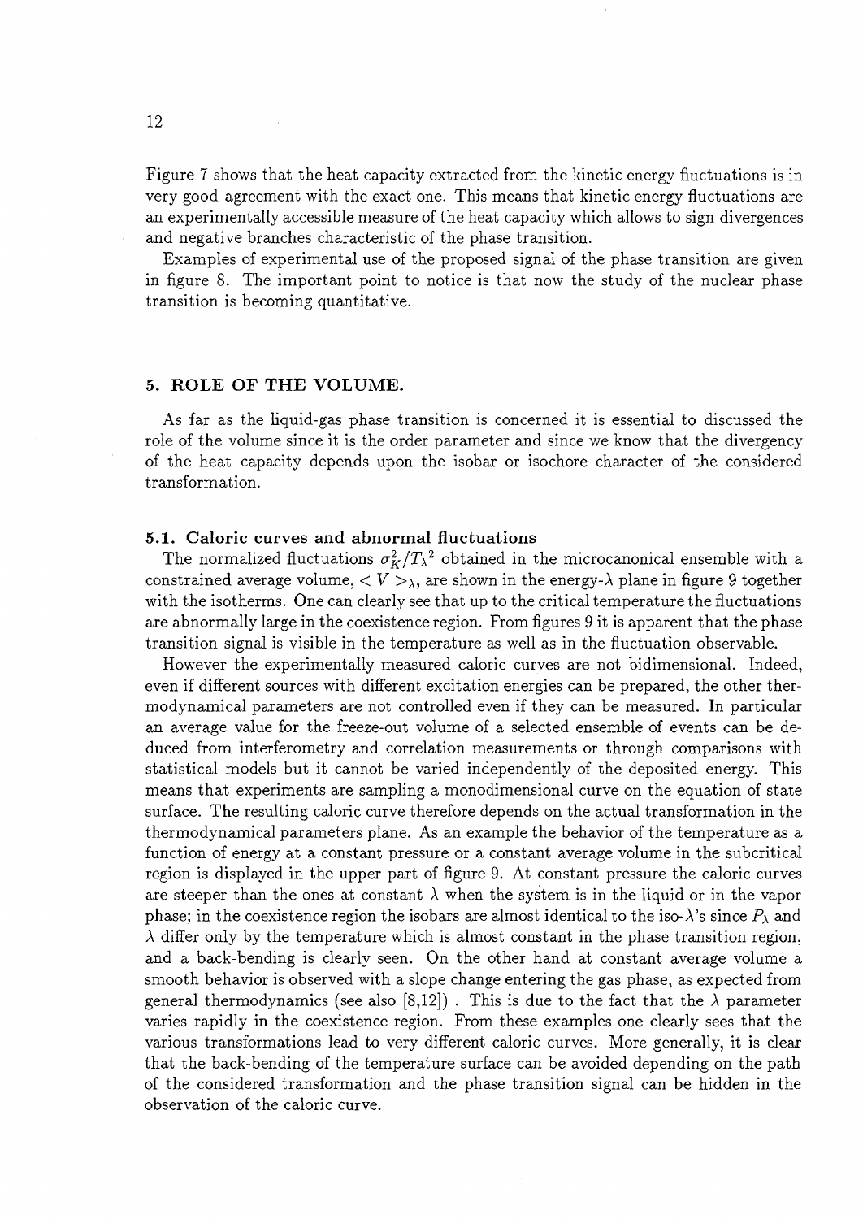Figure 7 shows that the heat capacity extracted from the kinetic energy fluctuations is in very good agreement with the exact one. This means that kinetic energy fluctuations are an experimentally accessible measure of the heat capacity which allows to sign divergences and negative branches characteristic of the phase transition.

Examples of experimental use of the proposed signal of the phase transition are given in figure 8. The important point to notice is that now the study of the nuclear phase transition is becoming quantitative.

## 5. ROLE OF THE VOLUME.

As far as the liquid-gas phase transition is concerned it is essential to discussed the role of the volume since it is the order parameter and since we know that the divergency of the heat capacity depends upon the isobar or isochore character of the considered transformation.

### 5.1. Caloric curves and abnormal fluctuations

The normalized fluctuations $\sigma_K^2/T_\lambda{}^2$ obtained in the microcanonical ensemble with a constrained average volume, $< V >_\lambda$, are shown in the energy-$\lambda$ plane in figure 9 together with the isotherms. One can clearly see that up to the critical temperature the fluctuations are abnormally large in the coexistence region. From figures 9 it is apparent that the phase transition signal is visible in the temperature as well as in the fluctuation observable.

However the experimentally measured caloric curves are not bidimensional. Indeed, even if different sources with different excitation energies can be prepared, the other thermodynamical parameters are not controlled even if they can be measured. In particular an average value for the freeze-out volume of a selected ensemble of events can be deduced from interferometry and correlation measurements or through comparisons with statistical models but it cannot be varied independently of the deposited energy. This means that experiments are sampling a monodimensional curve on the equation of state surface. The resulting caloric curve therefore depends on the actual transformation in the thermodynamical parameters plane. As an example the behavior of the temperature as a function of energy at a constant pressure or a constant average volume in the subcritical region is displayed in the upper part of figure 9. At constant pressure the caloric curves are steeper than the ones at constant $\lambda$ when the system is in the liquid or in the vapor phase; in the coexistence region the isobars are almost identical to the iso-$\lambda$'s since $P_\lambda$ and $\lambda$ differ only by the temperature which is almost constant in the phase transition region, and a back-bending is clearly seen. On the other hand at constant average volume a smooth behavior is observed with a slope change entering the gas phase, as expected from general thermodynamics (see also [8,12]) . This is due to the fact that the $\lambda$ parameter varies rapidly in the coexistence region. From these examples one clearly sees that the various transformations lead to very different caloric curves. More generally, it is clear that the back-bending of the temperature surface can be avoided depending on the path of the considered transformation and the phase transition signal can be hidden in the observation of the caloric curve.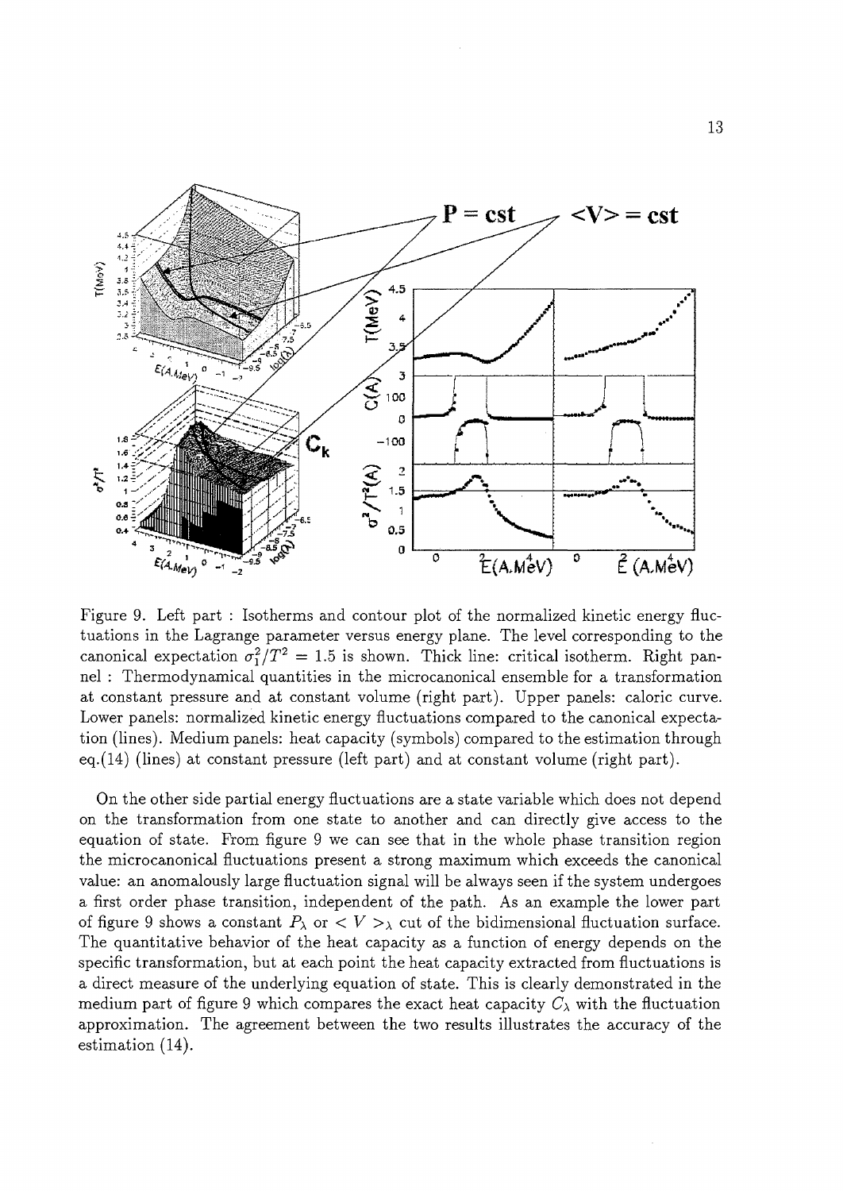P = cst

<V> = cst

T(MeV)

4.5

4

3.5

3

C(A)

100

0

−100

$\sigma^2/T^2$(A)

2

1.5

1

0.5

0

0

E(A.MeV)

0

E (A.MeV)

$C_k$

Figure 9. Left part : Isotherms and contour plot of the normalized kinetic energy fluctuations in the Lagrange parameter versus energy plane. The level corresponding to the canonical expectation $\sigma_1^2/T^2 = 1.5$ is shown. Thick line: critical isotherm. Right pannel : Thermodynamical quantities in the microcanonical ensemble for a transformation at constant pressure and at constant volume (right part). Upper panels: caloric curve. Lower panels: normalized kinetic energy fluctuations compared to the canonical expectation (lines). Medium panels: heat capacity (symbols) compared to the estimation through eq.(14) (lines) at constant pressure (left part) and at constant volume (right part).

On the other side partial energy fluctuations are a state variable which does not depend on the transformation from one state to another and can directly give access to the equation of state. From figure 9 we can see that in the whole phase transition region the microcanonical fluctuations present a strong maximum which exceeds the canonical value: an anomalously large fluctuation signal will be always seen if the system undergoes a first order phase transition, independent of the path. As an example the lower part of figure 9 shows a constant $P_\lambda$ or $< V >_\lambda$ cut of the bidimensional fluctuation surface. The quantitative behavior of the heat capacity as a function of energy depends on the specific transformation, but at each point the heat capacity extracted from fluctuations is a direct measure of the underlying equation of state. This is clearly demonstrated in the medium part of figure 9 which compares the exact heat capacity $C_\lambda$ with the fluctuation approximation. The agreement between the two results illustrates the accuracy of the estimation (14).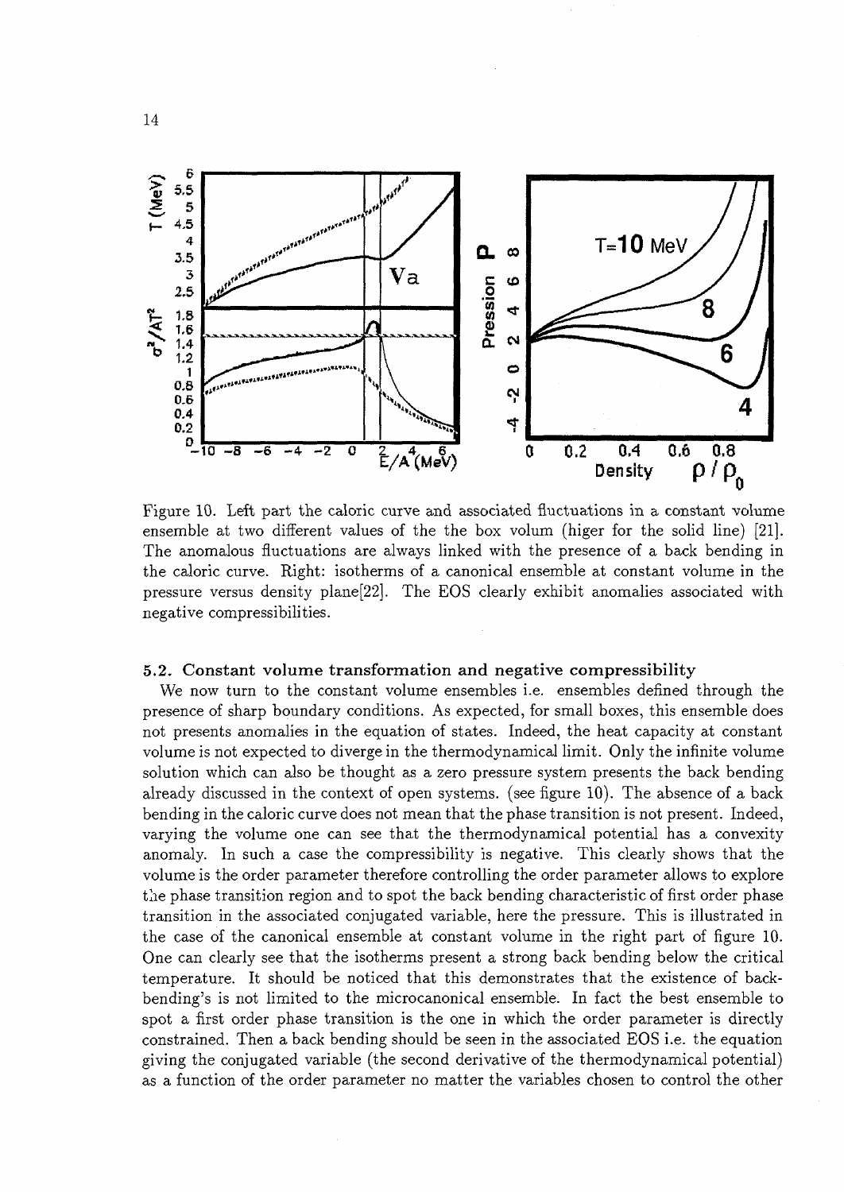T (MeV)

6
5.5
5
4.5
4
3.5
3
2.5

$\sigma^2/AT^2$

1.8
1.6
1.4
1.2
1
0.8
0.6
0.4
0.2
0

−10 −8 −6 −4 −2 0 2 4 6

E/A (MeV)

Va

Pression P

8
6
4
2
0
-2
-4

T=10 MeV

8

6

4

0 0.2 0.4 0.6 0.8

Density $\rho / \rho_0$

Figure 10. Left part the caloric curve and associated fluctuations in a constant volume ensemble at two different values of the the box volum (higer for the solid line) [21]. The anomalous fluctuations are always linked with the presence of a back bending in the caloric curve. Right: isotherms of a canonical ensemble at constant volume in the pressure versus density plane[22]. The EOS clearly exhibit anomalies associated with negative compressibilities.

### 5.2. Constant volume transformation and negative compressibility

We now turn to the constant volume ensembles i.e. ensembles defined through the presence of sharp boundary conditions. As expected, for small boxes, this ensemble does not presents anomalies in the equation of states. Indeed, the heat capacity at constant volume is not expected to diverge in the thermodynamical limit. Only the infinite volume solution which can also be thought as a zero pressure system presents the back bending already discussed in the context of open systems. (see figure 10). The absence of a back bending in the caloric curve does not mean that the phase transition is not present. Indeed, varying the volume one can see that the thermodynamical potential has a convexity anomaly. In such a case the compressibility is negative. This clearly shows that the volume is the order parameter therefore controlling the order parameter allows to explore the phase transition region and to spot the back bending characteristic of first order phase transition in the associated conjugated variable, here the pressure. This is illustrated in the case of the canonical ensemble at constant volume in the right part of figure 10. One can clearly see that the isotherms present a strong back bending below the critical temperature. It should be noticed that this demonstrates that the existence of back-bending's is not limited to the microcanonical ensemble. In fact the best ensemble to spot a first order phase transition is the one in which the order parameter is directly constrained. Then a back bending should be seen in the associated EOS i.e. the equation giving the conjugated variable (the second derivative of the thermodynamical potential) as a function of the order parameter no matter the variables chosen to control the other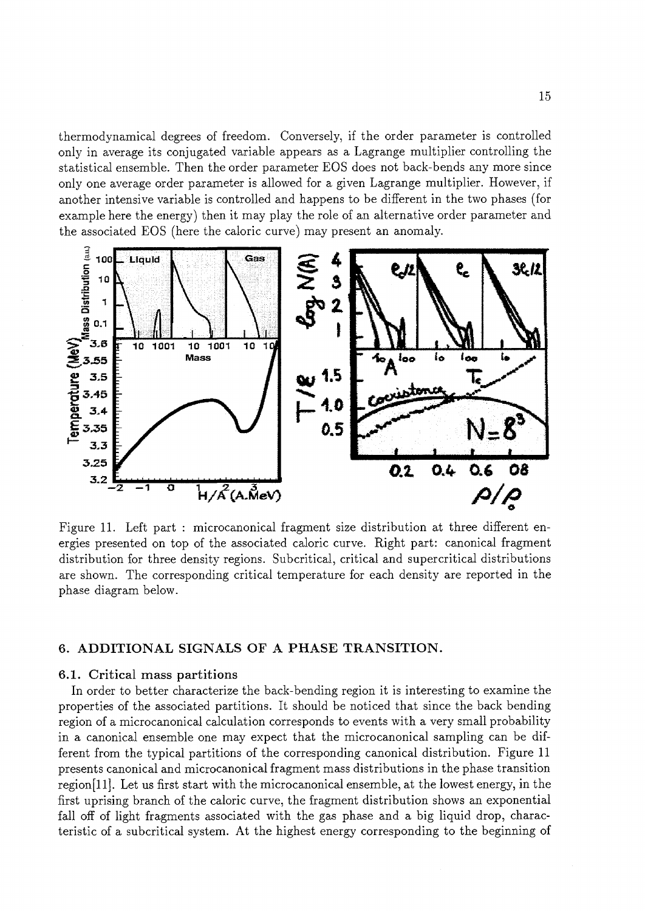thermodynamical degrees of freedom. Conversely, if the order parameter is controlled only in average its conjugated variable appears as a Lagrange multiplier controlling the statistical ensemble. Then the order parameter EOS does not back-bends any more since only one average order parameter is allowed for a given Lagrange multiplier. However, if another intensive variable is controlled and happens to be different in the two phases (for example here the energy) then it may play the role of an alternative order parameter and the associated EOS (here the caloric curve) may present an anomaly.

Mass Distribution (a.u.)
100
10
1
0.1
Liquid
Gas
10 1001 10 1001 10 10
Mass
Temperature (MeV)
3.6
3.55
3.5
3.45
3.4
3.35
3.3
3.25
3.2
-2 -1 0 1 2 3
H/A (A.MeV)

Log N(A)
4
3
2
1
$\rho_c/2$
$\rho_c$
$3\rho_c/2$
10 A 100 10 100 10
T/ε
1.5
1.0
0.5
coexistence
$T_c$
$N=8^3$
0.2 0.4 0.6 0.8
$\rho/\rho_0$

Figure 11. Left part : microcanonical fragment size distribution at three different energies presented on top of the associated caloric curve. Right part: canonical fragment distribution for three density regions. Subcritical, critical and supercritical distributions are shown. The corresponding critical temperature for each density are reported in the phase diagram below.

## 6. ADDITIONAL SIGNALS OF A PHASE TRANSITION.

### 6.1. Critical mass partitions

In order to better characterize the back-bending region it is interesting to examine the properties of the associated partitions. It should be noticed that since the back bending region of a microcanonical calculation corresponds to events with a very small probability in a canonical ensemble one may expect that the microcanonical sampling can be different from the typical partitions of the corresponding canonical distribution. Figure 11 presents canonical and microcanonical fragment mass distributions in the phase transition region[11]. Let us first start with the microcanonical ensemble, at the lowest energy, in the first uprising branch of the caloric curve, the fragment distribution shows an exponential fall off of light fragments associated with the gas phase and a big liquid drop, characteristic of a subcritical system. At the highest energy corresponding to the beginning of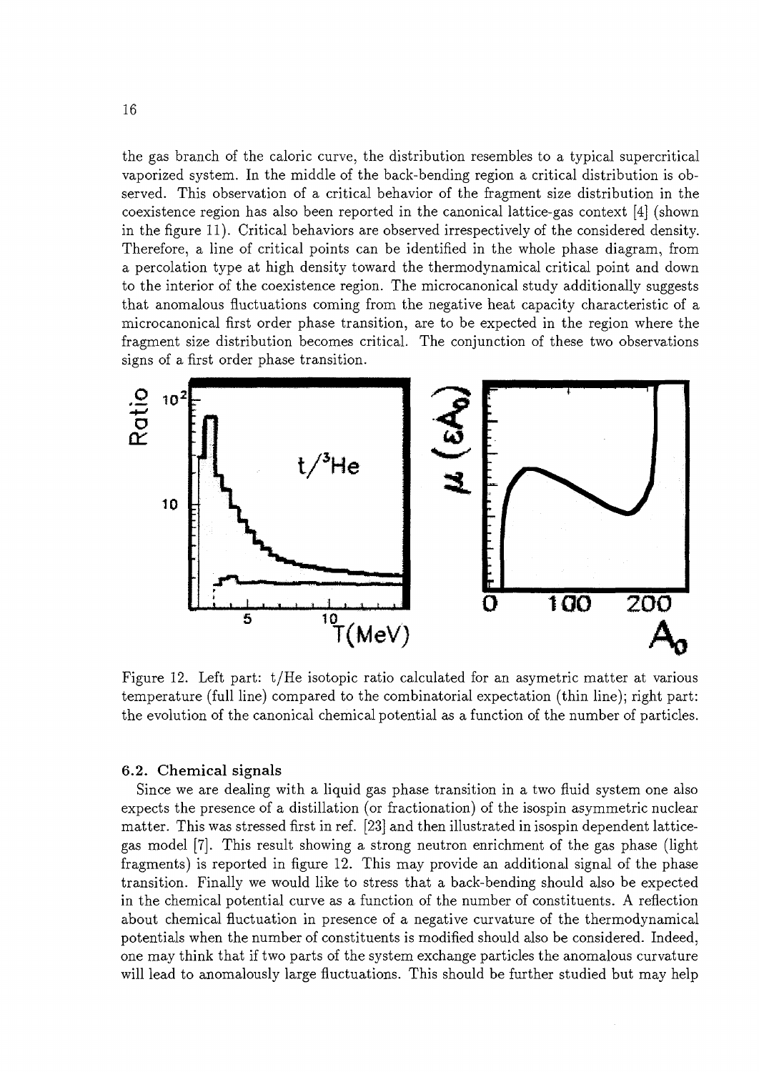the gas branch of the caloric curve, the distribution resembles to a typical supercritical vaporized system. In the middle of the back-bending region a critical distribution is observed. This observation of a critical behavior of the fragment size distribution in the coexistence region has also been reported in the canonical lattice-gas context [4] (shown in the figure 11). Critical behaviors are observed irrespectively of the considered density. Therefore, a line of critical points can be identified in the whole phase diagram, from a percolation type at high density toward the thermodynamical critical point and down to the interior of the coexistence region. The microcanonical study additionally suggests that anomalous fluctuations coming from the negative heat capacity characteristic of a microcanonical first order phase transition, are to be expected in the region where the fragment size distribution becomes critical. The conjunction of these two observations signs of a first order phase transition.

Ratio

$10^2$

10

$t/^3He$

5

10

T(MeV)

$\mu$ ($\epsilon A_0$)

0

100

200

$A_0$

Figure 12. Left part: t/He isotopic ratio calculated for an asymetric matter at various temperature (full line) compared to the combinatorial expectation (thin line); right part: the evolution of the canonical chemical potential as a function of the number of particles.

### 6.2. Chemical signals

Since we are dealing with a liquid gas phase transition in a two fluid system one also expects the presence of a distillation (or fractionation) of the isospin asymmetric nuclear matter. This was stressed first in ref. [23] and then illustrated in isospin dependent lattice-gas model [7]. This result showing a strong neutron enrichment of the gas phase (light fragments) is reported in figure 12. This may provide an additional signal of the phase transition. Finally we would like to stress that a back-bending should also be expected in the chemical potential curve as a function of the number of constituents. A reflection about chemical fluctuation in presence of a negative curvature of the thermodynamical potentials when the number of constituents is modified should also be considered. Indeed, one may think that if two parts of the system exchange particles the anomalous curvature will lead to anomalously large fluctuations. This should be further studied but may help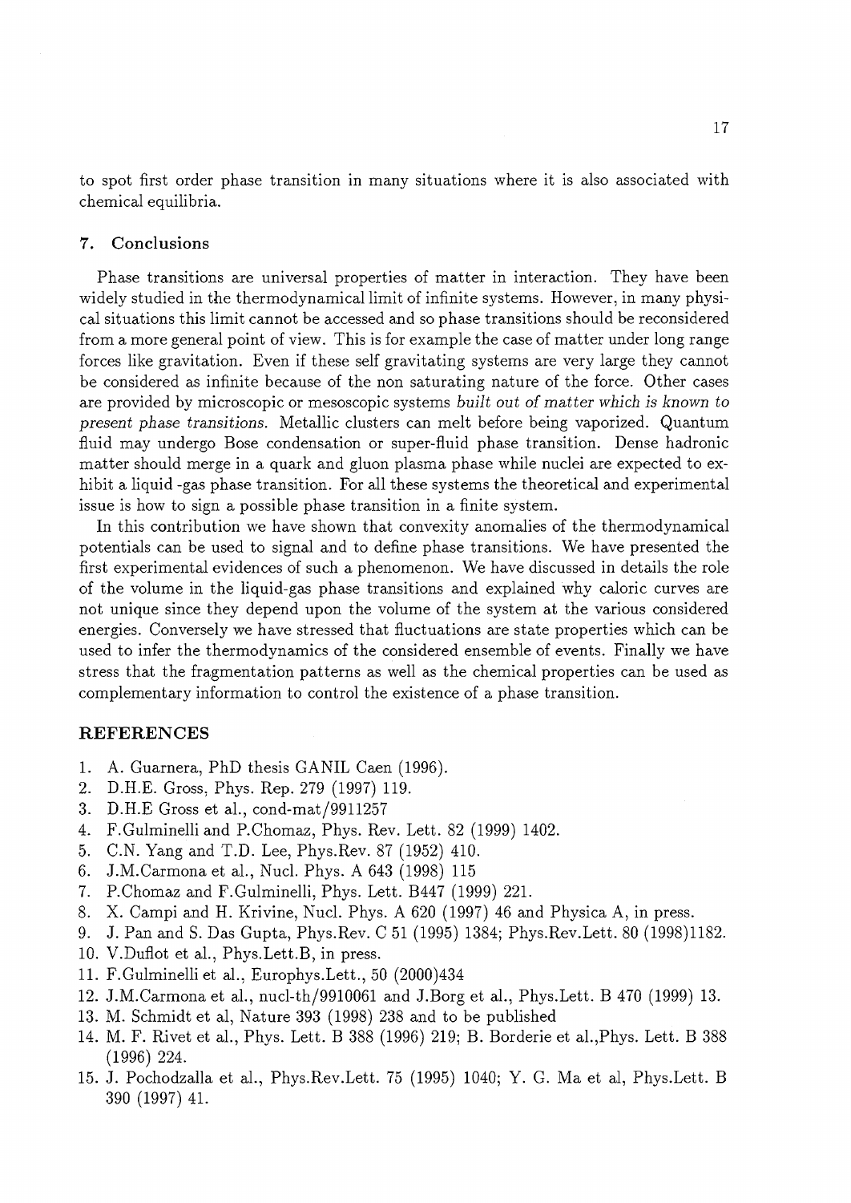to spot first order phase transition in many situations where it is also associated with chemical equilibria.

## 7. Conclusions

Phase transitions are universal properties of matter in interaction. They have been widely studied in the thermodynamical limit of infinite systems. However, in many physical situations this limit cannot be accessed and so phase transitions should be reconsidered from a more general point of view. This is for example the case of matter under long range forces like gravitation. Even if these self gravitating systems are very large they cannot be considered as infinite because of the non saturating nature of the force. Other cases are provided by microscopic or mesoscopic systems *built out of matter which is known to present phase transitions.* Metallic clusters can melt before being vaporized. Quantum fluid may undergo Bose condensation or super-fluid phase transition. Dense hadronic matter should merge in a quark and gluon plasma phase while nuclei are expected to exhibit a liquid -gas phase transition. For all these systems the theoretical and experimental issue is how to sign a possible phase transition in a finite system.

In this contribution we have shown that convexity anomalies of the thermodynamical potentials can be used to signal and to define phase transitions. We have presented the first experimental evidences of such a phenomenon. We have discussed in details the role of the volume in the liquid-gas phase transitions and explained why caloric curves are not unique since they depend upon the volume of the system at the various considered energies. Conversely we have stressed that fluctuations are state properties which can be used to infer the thermodynamics of the considered ensemble of events. Finally we have stress that the fragmentation patterns as well as the chemical properties can be used as complementary information to control the existence of a phase transition.

## REFERENCES

1. A. Guarnera, PhD thesis GANIL Caen (1996).
2. D.H.E. Gross, Phys. Rep. 279 (1997) 119.
3. D.H.E Gross et al., cond-mat/9911257
4. F.Gulminelli and P.Chomaz, Phys. Rev. Lett. 82 (1999) 1402.
5. C.N. Yang and T.D. Lee, Phys.Rev. 87 (1952) 410.
6. J.M.Carmona et al., Nucl. Phys. A 643 (1998) 115
7. P.Chomaz and F.Gulminelli, Phys. Lett. B447 (1999) 221.
8. X. Campi and H. Krivine, Nucl. Phys. A 620 (1997) 46 and Physica A, in press.
9. J. Pan and S. Das Gupta, Phys.Rev. C 51 (1995) 1384; Phys.Rev.Lett. 80 (1998)1182.
10. V.Duflot et al., Phys.Lett.B, in press.
11. F.Gulminelli et al., Europhys.Lett., 50 (2000)434
12. J.M.Carmona et al., nucl-th/9910061 and J.Borg et al., Phys.Lett. B 470 (1999) 13.
13. M. Schmidt et al, Nature 393 (1998) 238 and to be published
14. M. F. Rivet et al., Phys. Lett. B 388 (1996) 219; B. Borderie et al.,Phys. Lett. B 388 (1996) 224.
15. J. Pochodzalla et al., Phys.Rev.Lett. 75 (1995) 1040; Y. G. Ma et al, Phys.Lett. B 390 (1997) 41.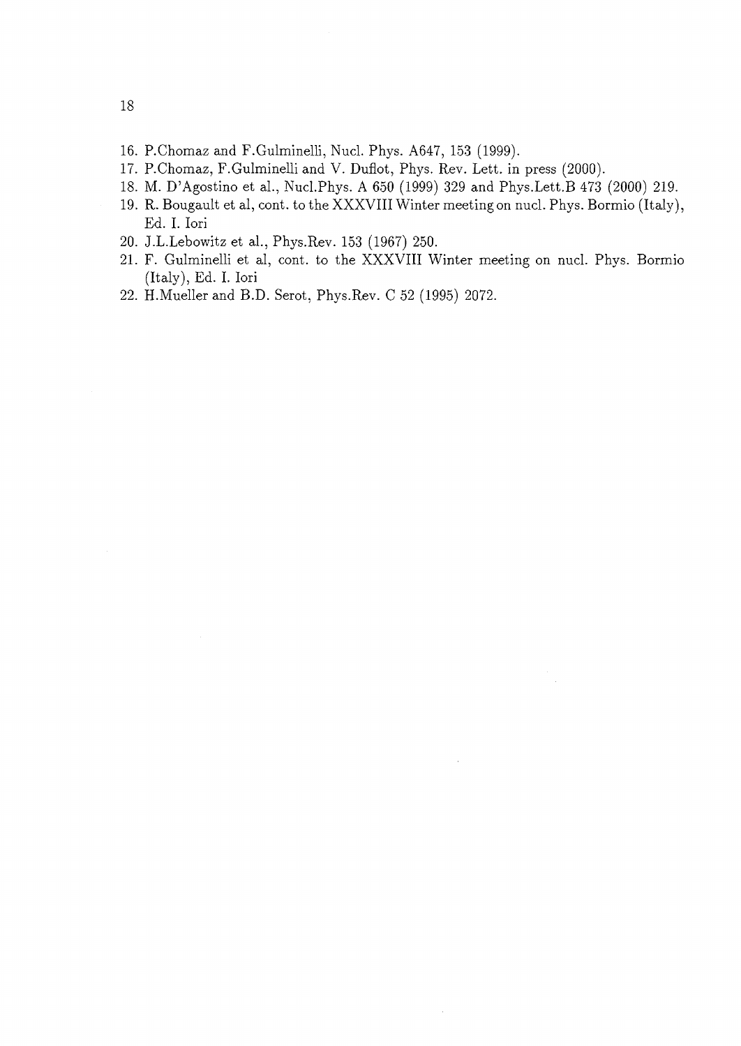16. P.Chomaz and F.Gulminelli, Nucl. Phys. A647, 153 (1999).
17. P.Chomaz, F.Gulminelli and V. Duflot, Phys. Rev. Lett. in press (2000).
18. M. D'Agostino et al., Nucl.Phys. A 650 (1999) 329 and Phys.Lett.B 473 (2000) 219.
19. R. Bougault et al, cont. to the XXXVIII Winter meeting on nucl. Phys. Bormio (Italy), Ed. I. Iori
20. J.L.Lebowitz et al., Phys.Rev. 153 (1967) 250.
21. F. Gulminelli et al, cont. to the XXXVIII Winter meeting on nucl. Phys. Bormio (Italy), Ed. I. Iori
22. H.Mueller and B.D. Serot, Phys.Rev. C 52 (1995) 2072.